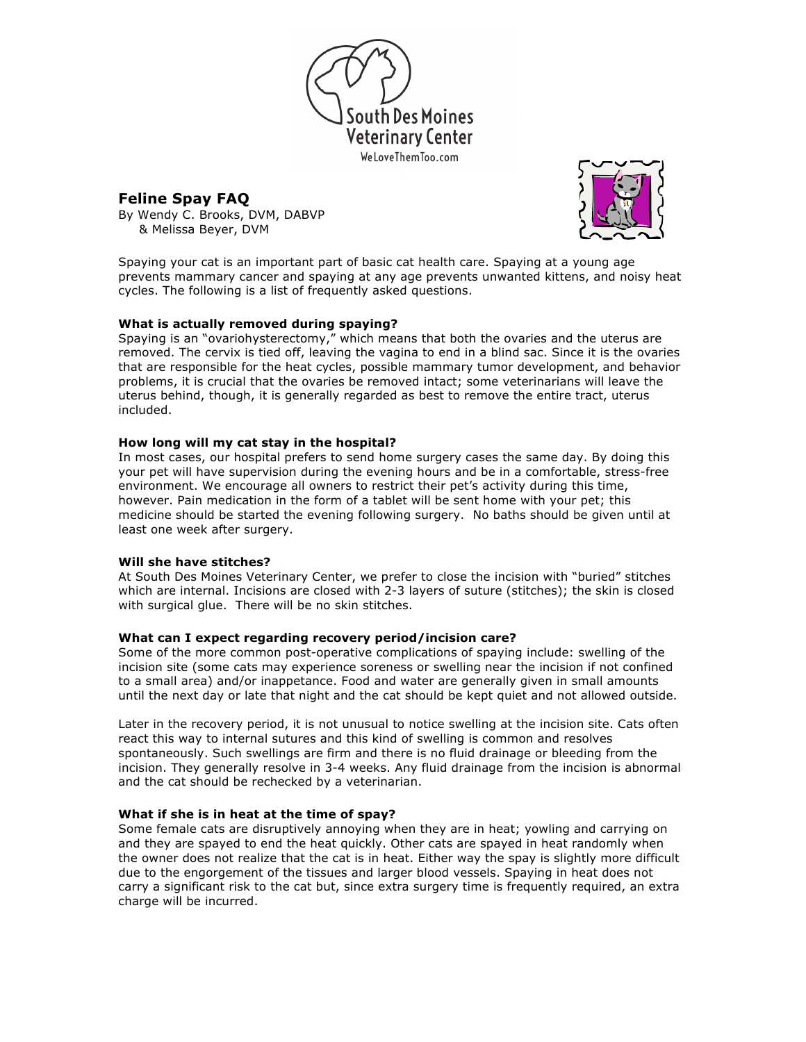South Des Moines Veterinary Center

WeLoveThemToo.com

## Feline Spay FAQ

By Wendy C. Brooks, DVM, DABVP
& Melissa Beyer, DVM

Spaying your cat is an important part of basic cat health care. Spaying at a young age prevents mammary cancer and spaying at any age prevents unwanted kittens, and noisy heat cycles. The following is a list of frequently asked questions.

**What is actually removed during spaying?**

Spaying is an "ovariohysterectomy," which means that both the ovaries and the uterus are removed. The cervix is tied off, leaving the vagina to end in a blind sac. Since it is the ovaries that are responsible for the heat cycles, possible mammary tumor development, and behavior problems, it is crucial that the ovaries be removed intact; some veterinarians will leave the uterus behind, though, it is generally regarded as best to remove the entire tract, uterus included.

**How long will my cat stay in the hospital?**

In most cases, our hospital prefers to send home surgery cases the same day. By doing this your pet will have supervision during the evening hours and be in a comfortable, stress-free environment. We encourage all owners to restrict their pet's activity during this time, however. Pain medication in the form of a tablet will be sent home with your pet; this medicine should be started the evening following surgery. No baths should be given until at least one week after surgery.

**Will she have stitches?**

At South Des Moines Veterinary Center, we prefer to close the incision with "buried" stitches which are internal. Incisions are closed with 2-3 layers of suture (stitches); the skin is closed with surgical glue. There will be no skin stitches.

**What can I expect regarding recovery period/incision care?**

Some of the more common post-operative complications of spaying include: swelling of the incision site (some cats may experience soreness or swelling near the incision if not confined to a small area) and/or inappetance. Food and water are generally given in small amounts until the next day or late that night and the cat should be kept quiet and not allowed outside.

Later in the recovery period, it is not unusual to notice swelling at the incision site. Cats often react this way to internal sutures and this kind of swelling is common and resolves spontaneously. Such swellings are firm and there is no fluid drainage or bleeding from the incision. They generally resolve in 3-4 weeks. Any fluid drainage from the incision is abnormal and the cat should be rechecked by a veterinarian.

**What if she is in heat at the time of spay?**

Some female cats are disruptively annoying when they are in heat; yowling and carrying on and they are spayed to end the heat quickly. Other cats are spayed in heat randomly when the owner does not realize that the cat is in heat. Either way the spay is slightly more difficult due to the engorgement of the tissues and larger blood vessels. Spaying in heat does not carry a significant risk to the cat but, since extra surgery time is frequently required, an extra charge will be incurred.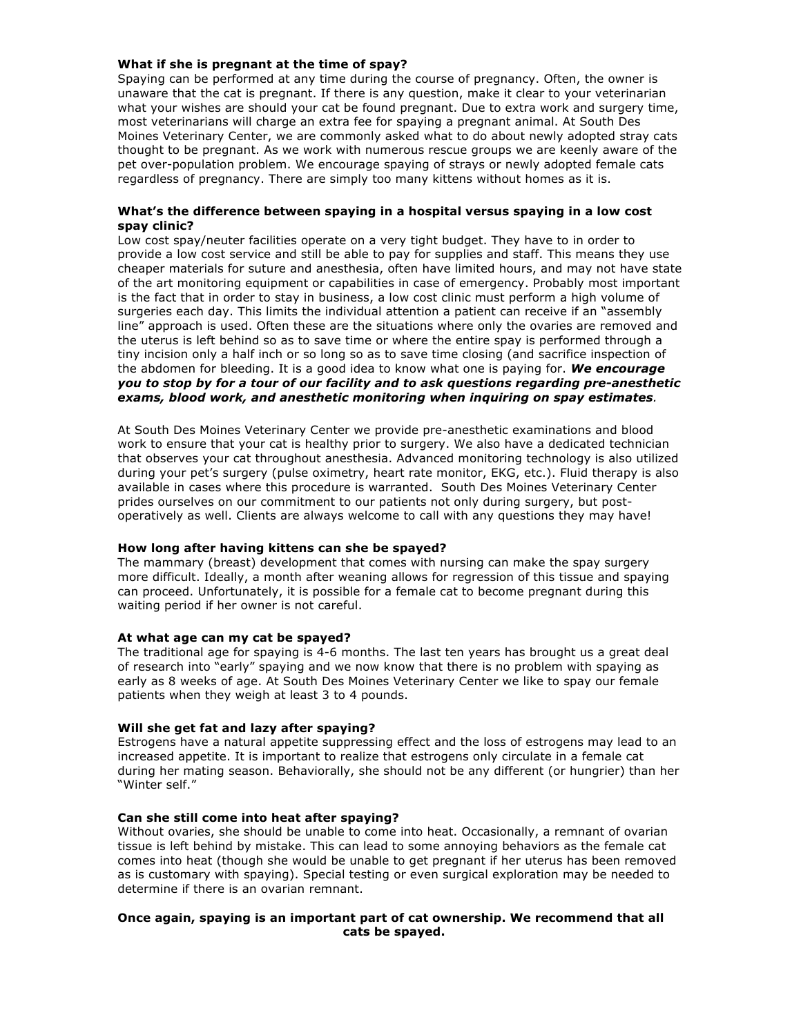**What if she is pregnant at the time of spay?**

Spaying can be performed at any time during the course of pregnancy. Often, the owner is unaware that the cat is pregnant. If there is any question, make it clear to your veterinarian what your wishes are should your cat be found pregnant. Due to extra work and surgery time, most veterinarians will charge an extra fee for spaying a pregnant animal. At South Des Moines Veterinary Center, we are commonly asked what to do about newly adopted stray cats thought to be pregnant. As we work with numerous rescue groups we are keenly aware of the pet over-population problem. We encourage spaying of strays or newly adopted female cats regardless of pregnancy. There are simply too many kittens without homes as it is.

**What's the difference between spaying in a hospital versus spaying in a low cost spay clinic?**

Low cost spay/neuter facilities operate on a very tight budget. They have to in order to provide a low cost service and still be able to pay for supplies and staff. This means they use cheaper materials for suture and anesthesia, often have limited hours, and may not have state of the art monitoring equipment or capabilities in case of emergency. Probably most important is the fact that in order to stay in business, a low cost clinic must perform a high volume of surgeries each day. This limits the individual attention a patient can receive if an "assembly line" approach is used. Often these are the situations where only the ovaries are removed and the uterus is left behind so as to save time or where the entire spay is performed through a tiny incision only a half inch or so long so as to save time closing (and sacrifice inspection of the abdomen for bleeding. It is a good idea to know what one is paying for. ***We encourage you to stop by for a tour of our facility and to ask questions regarding pre-anesthetic exams, blood work, and anesthetic monitoring when inquiring on spay estimates***.

At South Des Moines Veterinary Center we provide pre-anesthetic examinations and blood work to ensure that your cat is healthy prior to surgery. We also have a dedicated technician that observes your cat throughout anesthesia. Advanced monitoring technology is also utilized during your pet's surgery (pulse oximetry, heart rate monitor, EKG, etc.). Fluid therapy is also available in cases where this procedure is warranted. South Des Moines Veterinary Center prides ourselves on our commitment to our patients not only during surgery, but post-operatively as well. Clients are always welcome to call with any questions they may have!

**How long after having kittens can she be spayed?**

The mammary (breast) development that comes with nursing can make the spay surgery more difficult. Ideally, a month after weaning allows for regression of this tissue and spaying can proceed. Unfortunately, it is possible for a female cat to become pregnant during this waiting period if her owner is not careful.

**At what age can my cat be spayed?**

The traditional age for spaying is 4-6 months. The last ten years has brought us a great deal of research into "early" spaying and we now know that there is no problem with spaying as early as 8 weeks of age. At South Des Moines Veterinary Center we like to spay our female patients when they weigh at least 3 to 4 pounds.

**Will she get fat and lazy after spaying?**

Estrogens have a natural appetite suppressing effect and the loss of estrogens may lead to an increased appetite. It is important to realize that estrogens only circulate in a female cat during her mating season. Behaviorally, she should not be any different (or hungrier) than her "Winter self."

**Can she still come into heat after spaying?**

Without ovaries, she should be unable to come into heat. Occasionally, a remnant of ovarian tissue is left behind by mistake. This can lead to some annoying behaviors as the female cat comes into heat (though she would be unable to get pregnant if her uterus has been removed as is customary with spaying). Special testing or even surgical exploration may be needed to determine if there is an ovarian remnant.

**Once again, spaying is an important part of cat ownership. We recommend that all cats be spayed.**